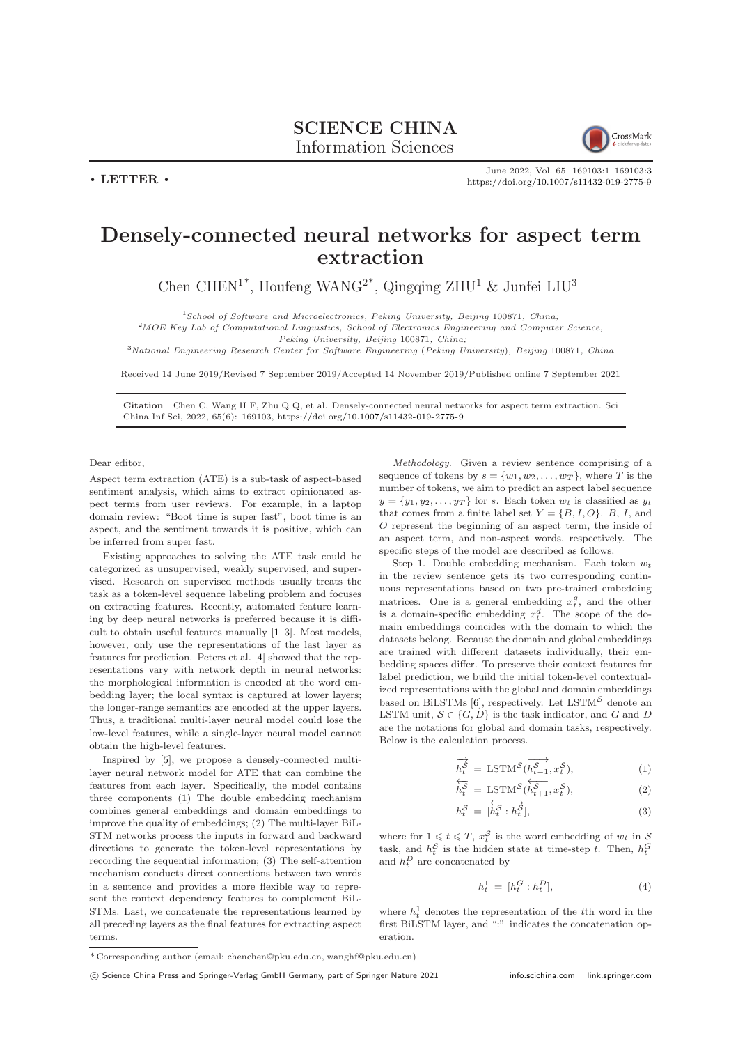SCIENCE CHINA
Information Sciences

• LETTER •

# Densely-connected neural networks for aspect term extraction

Chen CHEN[1*], Houfeng WANG[2*], Qingqing ZHU[1] & Junfei LIU[3]

[1]*School of Software and Microelectronics, Peking University, Beijing 100871, China;*
[2]*MOE Key Lab of Computational Linguistics, School of Electronics Engineering and Computer Science, Peking University, Beijing 100871, China;*
[3]*National Engineering Research Center for Software Engineering (Peking University), Beijing 100871, China*

Received 14 June 2019/Revised 7 September 2019/Accepted 14 November 2019/Published online 7 September 2021

**Citation** Chen C, Wang H F, Zhu Q Q, et al. Densely-connected neural networks for aspect term extraction. Sci China Inf Sci, 2022, 65(6): 169103, https://doi.org/10.1007/s11432-019-2775-9

Dear editor,

Aspect term extraction (ATE) is a sub-task of aspect-based sentiment analysis, which aims to extract opinionated aspect terms from user reviews. For example, in a laptop domain review: "Boot time is super fast", boot time is an aspect, and the sentiment towards it is positive, which can be inferred from super fast.

Existing approaches to solving the ATE task could be categorized as unsupervised, weakly supervised, and supervised. Research on supervised methods usually treats the task as a token-level sequence labeling problem and focuses on extracting features. Recently, automated feature learning by deep neural networks is preferred because it is difficult to obtain useful features manually [1–3]. Most models, however, only use the representations of the last layer as features for prediction. Peters et al. [4] showed that the representations vary with network depth in neural networks: the morphological information is encoded at the word embedding layer; the local syntax is captured at lower layers; the longer-range semantics are encoded at the upper layers. Thus, a traditional multi-layer neural model could lose the low-level features, while a single-layer neural model cannot obtain the high-level features.

Inspired by [5], we propose a densely-connected multi-layer neural network model for ATE that can combine the features from each layer. Specifically, the model contains three components (1) The double embedding mechanism combines general embeddings and domain embeddings to improve the quality of embeddings; (2) The multi-layer BiLSTM networks process the inputs in forward and backward directions to generate the token-level representations by recording the sequential information; (3) The self-attention mechanism conducts direct connections between two words in a sentence and provides a more flexible way to represent the context dependency features to complement BiLSTMs. Last, we concatenate the representations learned by all preceding layers as the final features for extracting aspect terms.

*Methodology.* Given a review sentence comprising of a sequence of tokens by $s = \{w_1, w_2, \ldots, w_T\}$, where $T$ is the number of tokens, we aim to predict an aspect label sequence $y = \{y_1, y_2, \ldots, y_T\}$ for $s$. Each token $w_t$ is classified as $y_t$ that comes from a finite label set $Y = \{B, I, O\}$. $B$, $I$, and $O$ represent the beginning of an aspect term, the inside of an aspect term, and non-aspect words, respectively. The specific steps of the model are described as follows.

Step 1. Double embedding mechanism. Each token $w_t$ in the review sentence gets its two corresponding continuous representations based on two pre-trained embedding matrices. One is a general embedding $x_t^g$, and the other is a domain-specific embedding $x_t^d$. The scope of the domain embeddings coincides with the domain to which the datasets belong. Because the domain and global embeddings are trained with different datasets individually, their embedding spaces differ. To preserve their context features for label prediction, we build the initial token-level contextualized representations with the global and domain embeddings based on BiLSTMs [6], respectively. Let $\mathrm{LSTM}^{\mathcal{S}}$ denote an LSTM unit, $\mathcal{S} \in \{G, D\}$ is the task indicator, and $G$ and $D$ are the notations for global and domain tasks, respectively. Below is the calculation process.

$$\overrightarrow{h_t^{\mathcal{S}}} = \mathrm{LSTM}^{\mathcal{S}}(\overrightarrow{h_{t-1}^{\mathcal{S}}}, x_t^{\mathcal{S}}), \tag{1}$$

$$\overleftarrow{h_t^{\mathcal{S}}} = \mathrm{LSTM}^{\mathcal{S}}(\overleftarrow{h_{t+1}^{\mathcal{S}}}, x_t^{\mathcal{S}}), \tag{2}$$

$$h_t^{\mathcal{S}} = [\overleftarrow{h_t^{\mathcal{S}}} : \overrightarrow{h_t^{\mathcal{S}}}], \tag{3}$$

where for $1 \leqslant t \leqslant T$, $x_t^{\mathcal{S}}$ is the word embedding of $w_t$ in $\mathcal{S}$ task, and $h_t^{\mathcal{S}}$ is the hidden state at time-step $t$. Then, $h_t^G$ and $h_t^D$ are concatenated by

$$h_t^1 = [h_t^G : h_t^D], \tag{4}$$

where $h_t^1$ denotes the representation of the $t$th word in the first BiLSTM layer, and ":" indicates the concatenation operation.

*Corresponding author (email: chenchen@pku.edu.cn, wanghf@pku.edu.cn)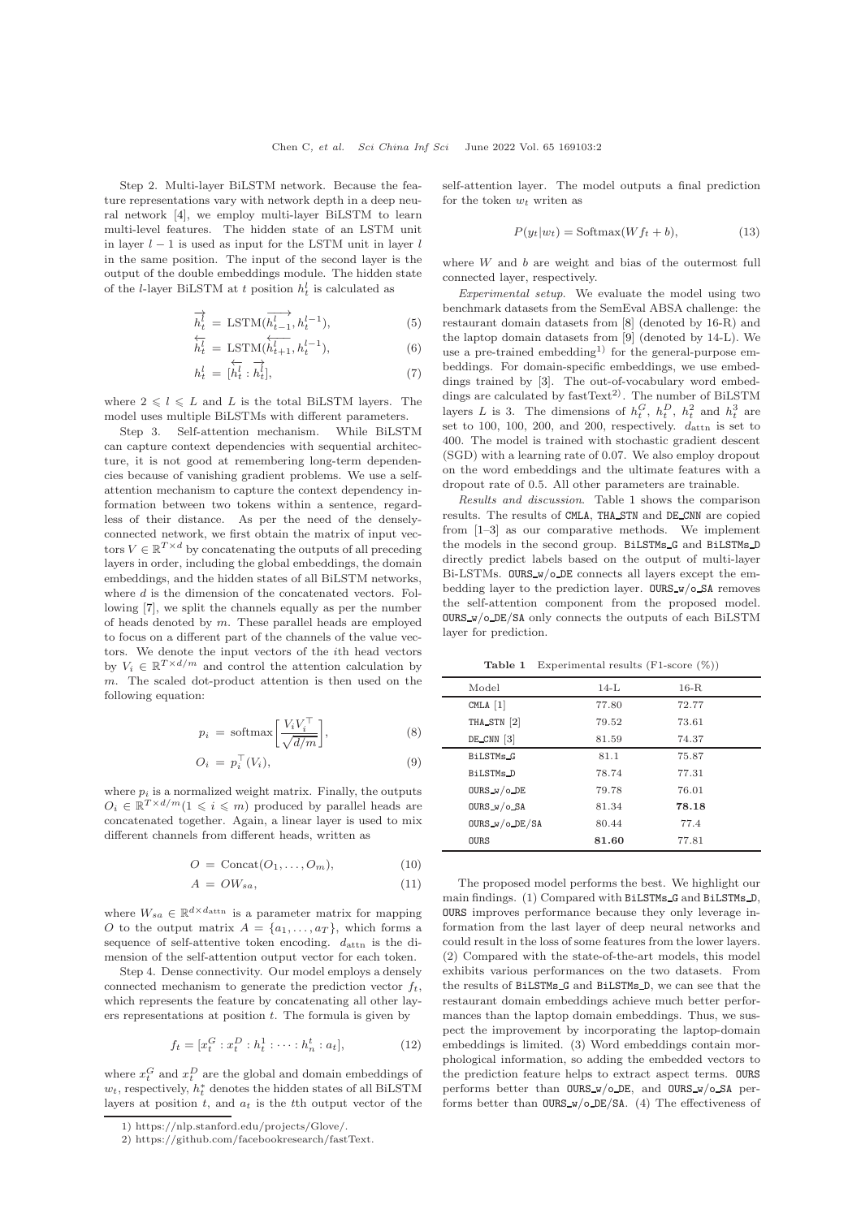Step 2. Multi-layer BiLSTM network. Because the feature representations vary with network depth in a deep neural network [4], we employ multi-layer BiLSTM to learn multi-level features. The hidden state of an LSTM unit in layer $l-1$ is used as input for the LSTM unit in layer $l$ in the same position. The input of the second layer is the output of the double embeddings module. The hidden state of the $l$-layer BiLSTM at $t$ position $h_t^l$ is calculated as

$$\overrightarrow{h_t^l} = \text{LSTM}(\overrightarrow{h_{t-1}^l}, h_t^{l-1}), \tag{5}$$

$$\overleftarrow{h_t^l} = \text{LSTM}(\overleftarrow{h_{t+1}^l}, h_t^{l-1}), \tag{6}$$

$$h_t^l = [\overleftarrow{h_t^l} : \overrightarrow{h_t^l}], \tag{7}$$

where $2 \leqslant l \leqslant L$ and $L$ is the total BiLSTM layers. The model uses multiple BiLSTMs with different parameters.

Step 3. Self-attention mechanism. While BiLSTM can capture context dependencies with sequential architecture, it is not good at remembering long-term dependencies because of vanishing gradient problems. We use a self-attention mechanism to capture the context dependency information between two tokens within a sentence, regardless of their distance. As per the need of the densely-connected network, we first obtain the matrix of input vectors $V \in \mathbb{R}^{T\times d}$ by concatenating the outputs of all preceding layers in order, including the global embeddings, the domain embeddings, and the hidden states of all BiLSTM networks, where $d$ is the dimension of the concatenated vectors. Following [7], we split the channels equally as per the number of heads denoted by $m$. These parallel heads are employed to focus on a different part of the channels of the value vectors. We denote the input vectors of the $i$th head vectors by $V_i \in \mathbb{R}^{T\times d/m}$ and control the attention calculation by $m$. The scaled dot-product attention is then used on the following equation:

$$p_i = \text{softmax}\left[\frac{V_i V_i^\top}{\sqrt{d/m}}\right], \tag{8}$$

$$O_i = p_i^\top (V_i), \tag{9}$$

where $p_i$ is a normalized weight matrix. Finally, the outputs $O_i \in \mathbb{R}^{T\times d/m} (1 \leqslant i \leqslant m)$ produced by parallel heads are concatenated together. Again, a linear layer is used to mix different channels from different heads, written as

$$O = \text{Concat}(O_1, \ldots, O_m), \tag{10}$$

$$A = OW_{sa}, \tag{11}$$

where $W_{sa} \in \mathbb{R}^{d\times d_{\text{attn}}}$ is a parameter matrix for mapping $O$ to the output matrix $A = \{a_1, \ldots, a_T\}$, which forms a sequence of self-attentive token encoding. $d_{\text{attn}}$ is the dimension of the self-attention output vector for each token.

Step 4. Dense connectivity. Our model employs a densely connected mechanism to generate the prediction vector $f_t$, which represents the feature by concatenating all other layers representations at position $t$. The formula is given by

$$f_t = [x_t^G : x_t^D : h_t^1 : \cdots : h_n^t : a_t], \tag{12}$$

where $x_t^G$ and $x_t^D$ are the global and domain embeddings of $w_t$, respectively, $h_t^*$ denotes the hidden states of all BiLSTM layers at position $t$, and $a_t$ is the $t$th output vector of the self-attention layer. The model outputs a final prediction for the token $w_t$ writen as

$$P(y_t|w_t) = \text{Softmax}(Wf_t + b), \tag{13}$$

where $W$ and $b$ are weight and bias of the outermost full connected layer, respectively.

*Experimental setup.* We evaluate the model using two benchmark datasets from the SemEval ABSA challenge: the restaurant domain datasets from [8] (denoted by 16-R) and the laptop domain datasets from [9] (denoted by 14-L). We use a pre-trained embedding[1] for the general-purpose embeddings. For domain-specific embeddings, we use embeddings trained by [3]. The out-of-vocabulary word embeddings are calculated by fastText[2]. The number of BiLSTM layers $L$ is 3. The dimensions of $h_t^G$, $h_t^D$, $h_t^2$ and $h_t^3$ are set to 100, 100, 200, and 200, respectively. $d_{\text{attn}}$ is set to 400. The model is trained with stochastic gradient descent (SGD) with a learning rate of 0.07. We also employ dropout on the word embeddings and the ultimate features with a dropout rate of 0.5. All other parameters are trainable.

*Results and discussion.* Table 1 shows the comparison results. The results of CMLA, THA_STN and DE_CNN are copied from [1–3] as our comparative methods. We implement the models in the second group. BiLSTMs_G and BiLSTMs_D directly predict labels based on the output of multi-layer Bi-LSTMs. OURS_w/o_DE connects all layers except the embedding layer to the prediction layer. OURS_w/o_SA removes the self-attention component from the proposed model. OURS_w/o_DE/SA only connects the outputs of each BiLSTM layer for prediction.

**Table 1** Experimental results (F1-score (%))

| Model | 14-L | 16-R |
|---|---|---|
| CMLA [1] | 77.80 | 72.77 |
| THA_STN [2] | 79.52 | 73.61 |
| DE_CNN [3] | 81.59 | 74.37 |
| BiLSTMs_G | 81.1 | 75.87 |
| BiLSTMs_D | 78.74 | 77.31 |
| OURS_w/o_DE | 79.78 | 76.01 |
| OURS_w/o_SA | 81.34 | **78.18** |
| OURS_w/o_DE/SA | 80.44 | 77.4 |
| OURS | **81.60** | 77.81 |

The proposed model performs the best. We highlight our main findings. (1) Compared with BiLSTMs_G and BiLSTMs_D, OURS improves performance because they only leverage information from the last layer of deep neural networks and could result in the loss of some features from the lower layers. (2) Compared with the state-of-the-art models, this model exhibits various performances on the two datasets. From the results of BiLSTMs_G and BiLSTMs_D, we can see that the restaurant domain embeddings achieve much better performances than the laptop domain embeddings. Thus, we suspect the improvement by incorporating the laptop-domain embeddings is limited. (3) Word embeddings contain morphological information, so adding the embedded vectors to the prediction feature helps to extract aspect terms. OURS performs better than OURS_w/o_DE, and OURS_w/o_SA performs better than OURS_w/o_DE/SA. (4) The effectiveness of

1) https://nlp.stanford.edu/projects/Glove/.

2) https://github.com/facebookresearch/fastText.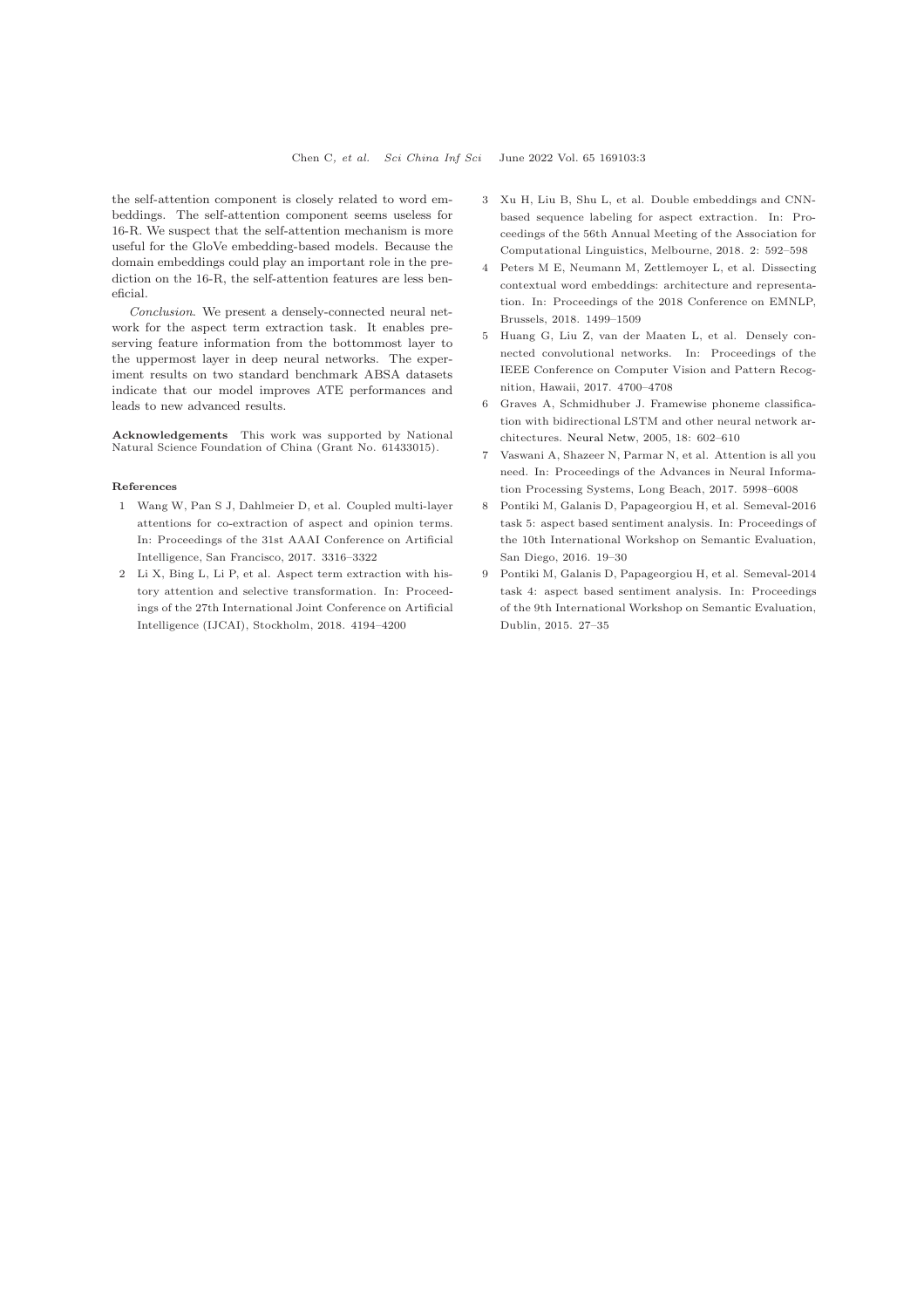the self-attention component is closely related to word embeddings. The self-attention component seems useless for 16-R. We suspect that the self-attention mechanism is more useful for the GloVe embedding-based models. Because the domain embeddings could play an important role in the prediction on the 16-R, the self-attention features are less beneficial.

*Conclusion*. We present a densely-connected neural network for the aspect term extraction task. It enables preserving feature information from the bottommost layer to the uppermost layer in deep neural networks. The experiment results on two standard benchmark ABSA datasets indicate that our model improves ATE performances and leads to new advanced results.

**Acknowledgements** This work was supported by National Natural Science Foundation of China (Grant No. 61433015).

**References**

1. Wang W, Pan S J, Dahlmeier D, et al. Coupled multi-layer attentions for co-extraction of aspect and opinion terms. In: Proceedings of the 31st AAAI Conference on Artificial Intelligence, San Francisco, 2017. 3316–3322
2. Li X, Bing L, Li P, et al. Aspect term extraction with history attention and selective transformation. In: Proceedings of the 27th International Joint Conference on Artificial Intelligence (IJCAI), Stockholm, 2018. 4194–4200
3. Xu H, Liu B, Shu L, et al. Double embeddings and CNN-based sequence labeling for aspect extraction. In: Proceedings of the 56th Annual Meeting of the Association for Computational Linguistics, Melbourne, 2018. 2: 592–598
4. Peters M E, Neumann M, Zettlemoyer L, et al. Dissecting contextual word embeddings: architecture and representation. In: Proceedings of the 2018 Conference on EMNLP, Brussels, 2018. 1499–1509
5. Huang G, Liu Z, van der Maaten L, et al. Densely connected convolutional networks. In: Proceedings of the IEEE Conference on Computer Vision and Pattern Recognition, Hawaii, 2017. 4700–4708
6. Graves A, Schmidhuber J. Framewise phoneme classification with bidirectional LSTM and other neural network architectures. Neural Netw, 2005, 18: 602–610
7. Vaswani A, Shazeer N, Parmar N, et al. Attention is all you need. In: Proceedings of the Advances in Neural Information Processing Systems, Long Beach, 2017. 5998–6008
8. Pontiki M, Galanis D, Papageorgiou H, et al. Semeval-2016 task 5: aspect based sentiment analysis. In: Proceedings of the 10th International Workshop on Semantic Evaluation, San Diego, 2016. 19–30
9. Pontiki M, Galanis D, Papageorgiou H, et al. Semeval-2014 task 4: aspect based sentiment analysis. In: Proceedings of the 9th International Workshop on Semantic Evaluation, Dublin, 2015. 27–35